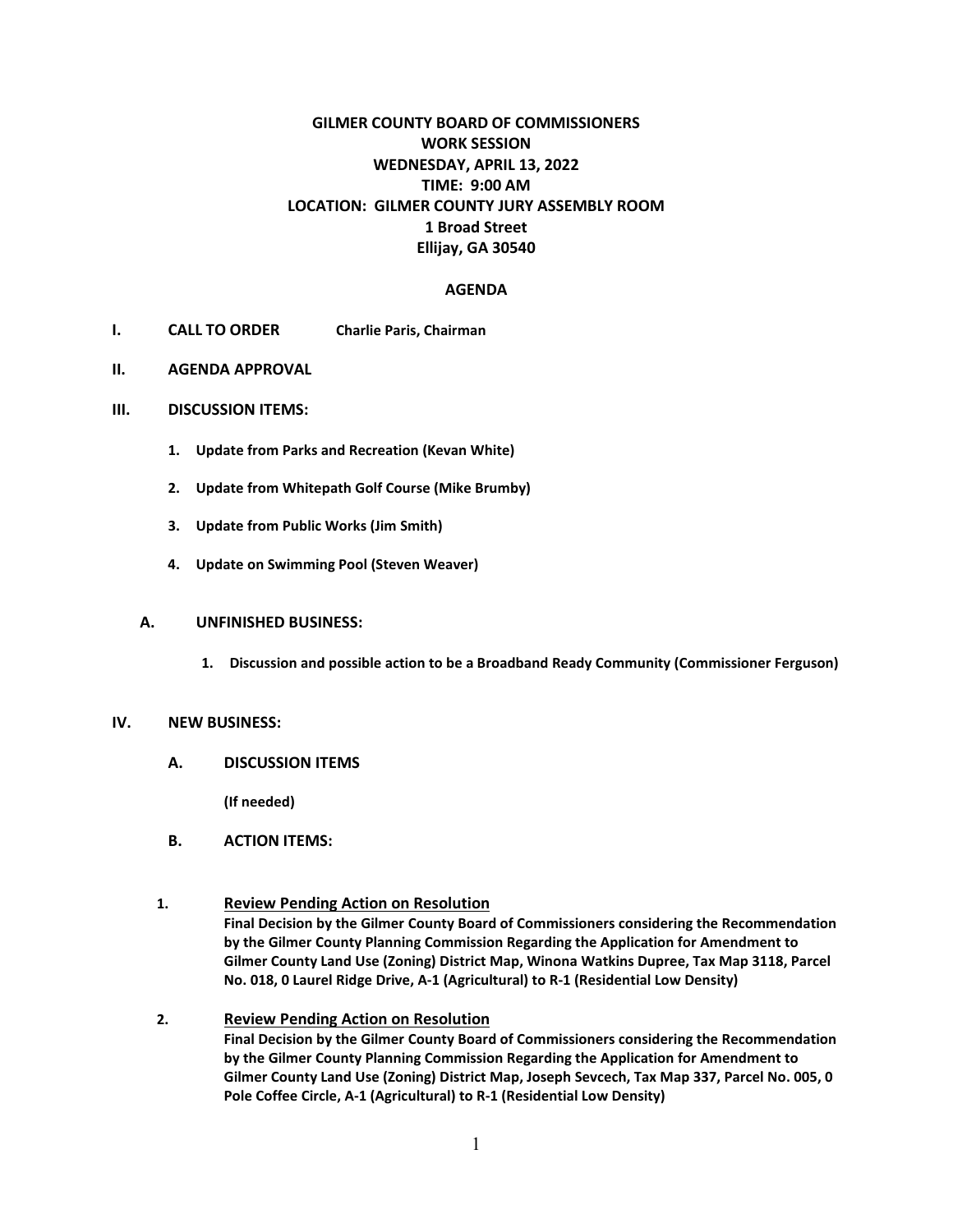# GILMER COUNTY BOARD OF COMMISSIONERS
## WORK SESSION
## WEDNESDAY, APRIL 13, 2022
## TIME: 9:00 AM
## LOCATION: GILMER COUNTY JURY ASSEMBLY ROOM
## 1 Broad Street
## Ellijay, GA 30540

## AGENDA

**I. CALL TO ORDER** Charlie Paris, Chairman

**II. AGENDA APPROVAL**

**III. DISCUSSION ITEMS:**

1. **Update from Parks and Recreation (Kevan White)**
2. **Update from Whitepath Golf Course (Mike Brumby)**
3. **Update from Public Works (Jim Smith)**
4. **Update on Swimming Pool (Steven Weaver)**

**A. UNFINISHED BUSINESS:**

1. **Discussion and possible action to be a Broadband Ready Community (Commissioner Ferguson)**

**IV. NEW BUSINESS:**

**A. DISCUSSION ITEMS**

**(If needed)**

**B. ACTION ITEMS:**

1. **Review Pending Action on Resolution**
   **Final Decision by the Gilmer County Board of Commissioners considering the Recommendation by the Gilmer County Planning Commission Regarding the Application for Amendment to Gilmer County Land Use (Zoning) District Map, Winona Watkins Dupree, Tax Map 3118, Parcel No. 018, 0 Laurel Ridge Drive, A-1 (Agricultural) to R-1 (Residential Low Density)**

2. **Review Pending Action on Resolution**
   **Final Decision by the Gilmer County Board of Commissioners considering the Recommendation by the Gilmer County Planning Commission Regarding the Application for Amendment to Gilmer County Land Use (Zoning) District Map, Joseph Sevcech, Tax Map 337, Parcel No. 005, 0 Pole Coffee Circle, A-1 (Agricultural) to R-1 (Residential Low Density)**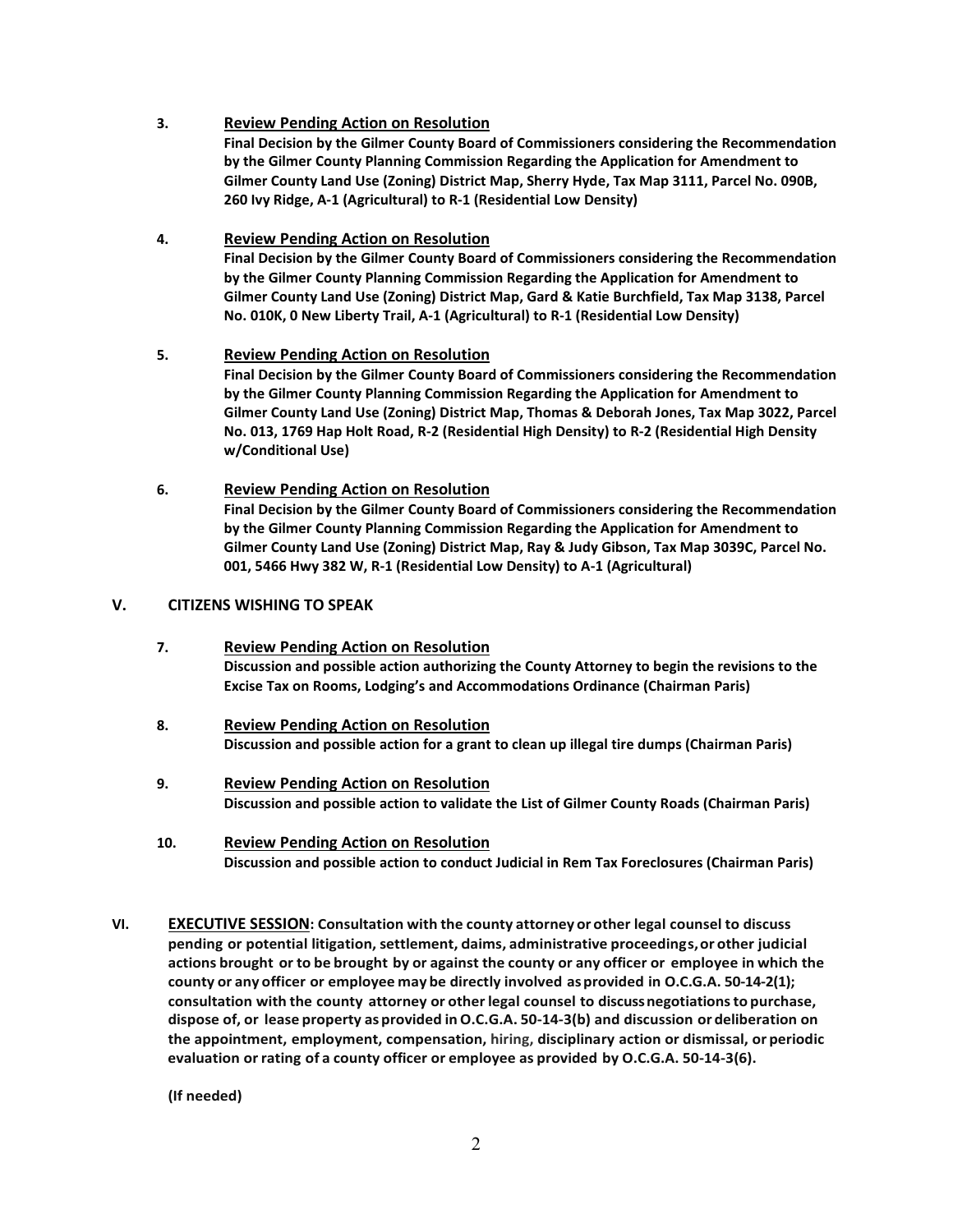3. **<u>Review Pending Action on Resolution</u>**
   **Final Decision by the Gilmer County Board of Commissioners considering the Recommendation by the Gilmer County Planning Commission Regarding the Application for Amendment to Gilmer County Land Use (Zoning) District Map, Sherry Hyde, Tax Map 3111, Parcel No. 090B, 260 Ivy Ridge, A-1 (Agricultural) to R-1 (Residential Low Density)**

4. **<u>Review Pending Action on Resolution</u>**
   **Final Decision by the Gilmer County Board of Commissioners considering the Recommendation by the Gilmer County Planning Commission Regarding the Application for Amendment to Gilmer County Land Use (Zoning) District Map, Gard & Katie Burchfield, Tax Map 3138, Parcel No. 010K, 0 New Liberty Trail, A-1 (Agricultural) to R-1 (Residential Low Density)**

5. **<u>Review Pending Action on Resolution</u>**
   **Final Decision by the Gilmer County Board of Commissioners considering the Recommendation by the Gilmer County Planning Commission Regarding the Application for Amendment to Gilmer County Land Use (Zoning) District Map, Thomas & Deborah Jones, Tax Map 3022, Parcel No. 013, 1769 Hap Holt Road, R-2 (Residential High Density) to R-2 (Residential High Density w/Conditional Use)**

6. **<u>Review Pending Action on Resolution</u>**
   **Final Decision by the Gilmer County Board of Commissioners considering the Recommendation by the Gilmer County Planning Commission Regarding the Application for Amendment to Gilmer County Land Use (Zoning) District Map, Ray & Judy Gibson, Tax Map 3039C, Parcel No. 001, 5466 Hwy 382 W, R-1 (Residential Low Density) to A-1 (Agricultural)**

## V. CITIZENS WISHING TO SPEAK

7. **<u>Review Pending Action on Resolution</u>**
   **Discussion and possible action authorizing the County Attorney to begin the revisions to the Excise Tax on Rooms, Lodging's and Accommodations Ordinance (Chairman Paris)**

8. **<u>Review Pending Action on Resolution</u>**
   **Discussion and possible action for a grant to clean up illegal tire dumps (Chairman Paris)**

9. **<u>Review Pending Action on Resolution</u>**
   **Discussion and possible action to validate the List of Gilmer County Roads (Chairman Paris)**

10. **<u>Review Pending Action on Resolution</u>**
    **Discussion and possible action to conduct Judicial in Rem Tax Foreclosures (Chairman Paris)**

## VI. <u>EXECUTIVE SESSION</u>: Consultation with the county attorney or other legal counsel to discuss pending or potential litigation, settlement, daims, administrative proceedings, or other judicial actions brought or to be brought by or against the county or any officer or employee in which the county or any officer or employee may be directly involved as provided in O.C.G.A. 50-14-2(1); consultation with the county attorney or other legal counsel to discuss negotiations to purchase, dispose of, or lease property as provided in O.C.G.A. 50-14-3(b) and discussion or deliberation on the appointment, employment, compensation, hiring, disciplinary action or dismissal, or periodic evaluation or rating of a county officer or employee as provided by O.C.G.A. 50-14-3(6).

**(If needed)**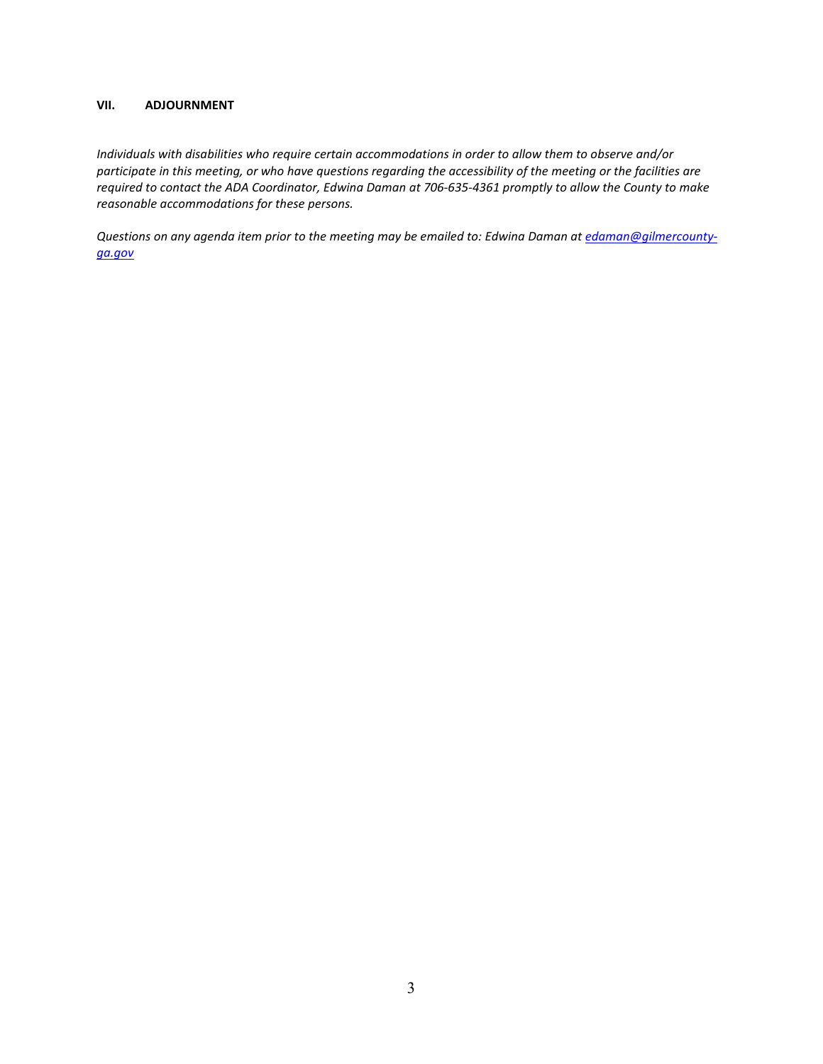## VII. ADJOURNMENT

*Individuals with disabilities who require certain accommodations in order to allow them to observe and/or participate in this meeting, or who have questions regarding the accessibility of the meeting or the facilities are required to contact the ADA Coordinator, Edwina Daman at 706-635-4361 promptly to allow the County to make reasonable accommodations for these persons.*

*Questions on any agenda item prior to the meeting may be emailed to: Edwina Daman at [edaman@gilmercounty-ga.gov](mailto:edaman@gilmercounty-ga.gov)*